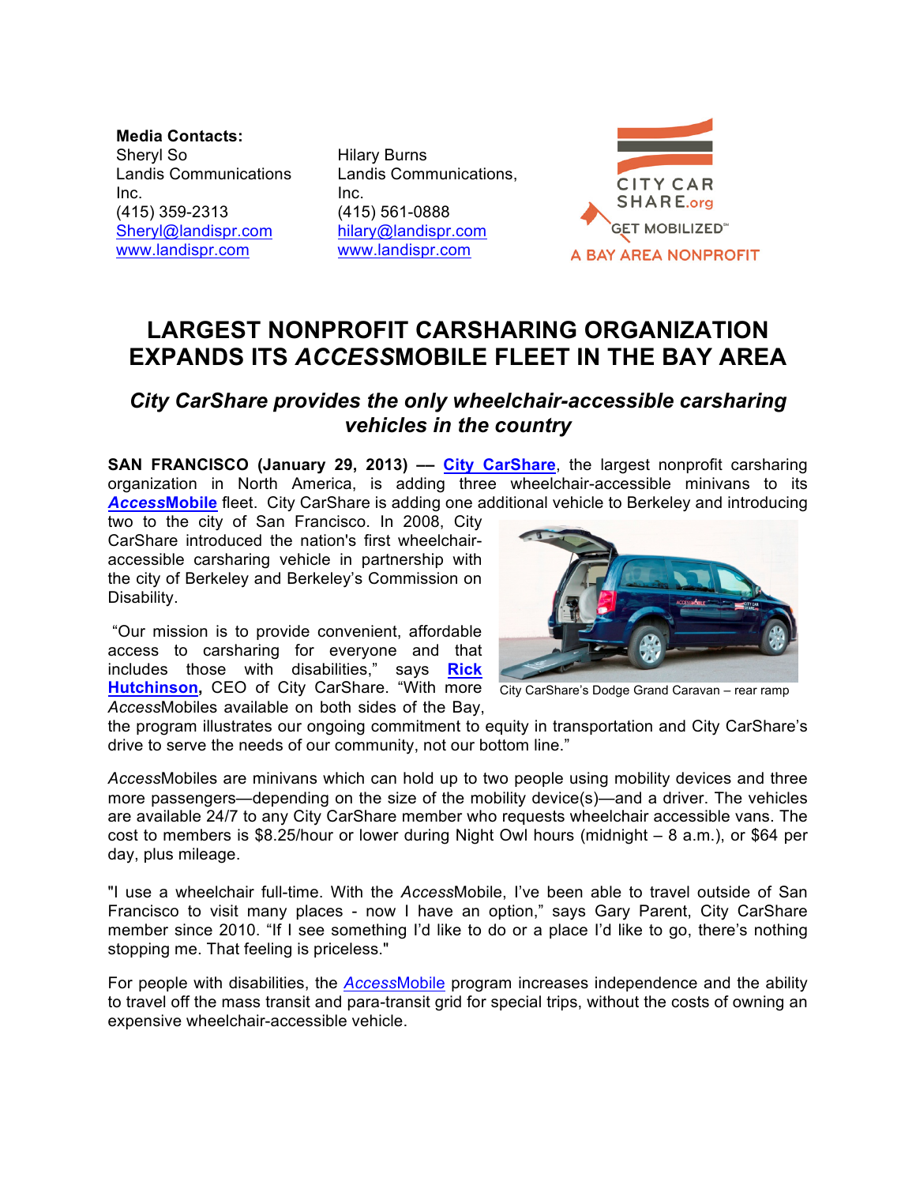**Media Contacts:**

Sheryl So
Landis Communications Inc.
(415) 359-2313
Sheryl@landispr.com
www.landispr.com

Hilary Burns
Landis Communications, Inc.
(415) 561-0888
hilary@landispr.com
www.landispr.com

CITY CAR SHARE.org
GET MOBILIZED℠
A BAY AREA NONPROFIT

# LARGEST NONPROFIT CARSHARING ORGANIZATION EXPANDS ITS *ACCESS*MOBILE FLEET IN THE BAY AREA

## *City CarShare provides the only wheelchair-accessible carsharing vehicles in the country*

**SAN FRANCISCO (January 29, 2013) ––** **City CarShare**, the largest nonprofit carsharing organization in North America, is adding three wheelchair-accessible minivans to its ***Access*Mobile** fleet. City CarShare is adding one additional vehicle to Berkeley and introducing two to the city of San Francisco. In 2008, City CarShare introduced the nation's first wheelchair-accessible carsharing vehicle in partnership with the city of Berkeley and Berkeley's Commission on Disability.

City CarShare's Dodge Grand Caravan – rear ramp

"Our mission is to provide convenient, affordable access to carsharing for everyone and that includes those with disabilities," says **Rick Hutchinson,** CEO of City CarShare. "With more *Access*Mobiles available on both sides of the Bay, the program illustrates our ongoing commitment to equity in transportation and City CarShare's drive to serve the needs of our community, not our bottom line."

*Access*Mobiles are minivans which can hold up to two people using mobility devices and three more passengers—depending on the size of the mobility device(s)—and a driver. The vehicles are available 24/7 to any City CarShare member who requests wheelchair accessible vans. The cost to members is $8.25/hour or lower during Night Owl hours (midnight – 8 a.m.), or $64 per day, plus mileage.

"I use a wheelchair full-time. With the *Access*Mobile, I've been able to travel outside of San Francisco to visit many places - now I have an option," says Gary Parent, City CarShare member since 2010. "If I see something I'd like to do or a place I'd like to go, there's nothing stopping me. That feeling is priceless."

For people with disabilities, the *Access*Mobile program increases independence and the ability to travel off the mass transit and para-transit grid for special trips, without the costs of owning an expensive wheelchair-accessible vehicle.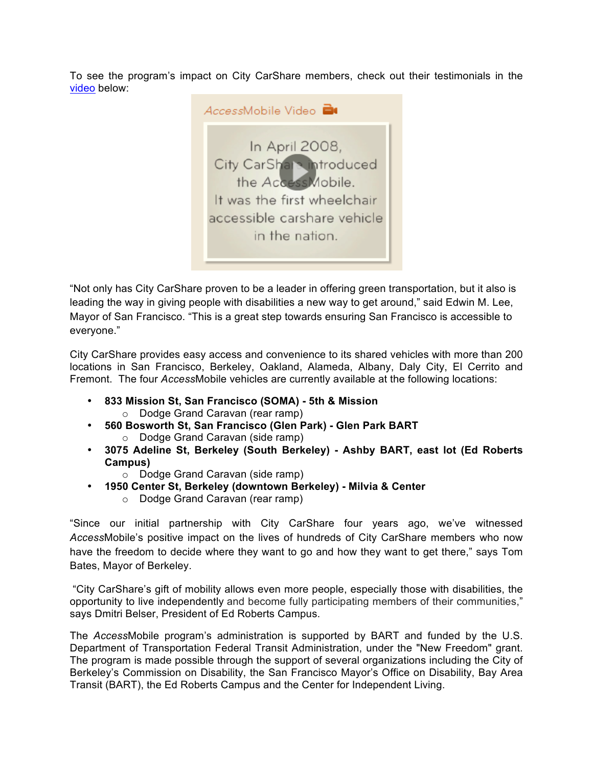To see the program's impact on City CarShare members, check out their testimonials in the video below:

"Not only has City CarShare proven to be a leader in offering green transportation, but it also is leading the way in giving people with disabilities a new way to get around," said Edwin M. Lee, Mayor of San Francisco. "This is a great step towards ensuring San Francisco is accessible to everyone."

City CarShare provides easy access and convenience to its shared vehicles with more than 200 locations in San Francisco, Berkeley, Oakland, Alameda, Albany, Daly City, El Cerrito and Fremont. The four *Access*Mobile vehicles are currently available at the following locations:

- **833 Mission St, San Francisco (SOMA) - 5th & Mission**
  - Dodge Grand Caravan (rear ramp)
- **560 Bosworth St, San Francisco (Glen Park) - Glen Park BART**
  - Dodge Grand Caravan (side ramp)
- **3075 Adeline St, Berkeley (South Berkeley) - Ashby BART, east lot (Ed Roberts Campus)**
  - Dodge Grand Caravan (side ramp)
- **1950 Center St, Berkeley (downtown Berkeley) - Milvia & Center**
  - Dodge Grand Caravan (rear ramp)

"Since our initial partnership with City CarShare four years ago, we've witnessed *Access*Mobile's positive impact on the lives of hundreds of City CarShare members who now have the freedom to decide where they want to go and how they want to get there," says Tom Bates, Mayor of Berkeley.

"City CarShare's gift of mobility allows even more people, especially those with disabilities, the opportunity to live independently and become fully participating members of their communities," says Dmitri Belser, President of Ed Roberts Campus.

The *Access*Mobile program's administration is supported by BART and funded by the U.S. Department of Transportation Federal Transit Administration, under the "New Freedom" grant. The program is made possible through the support of several organizations including the City of Berkeley's Commission on Disability, the San Francisco Mayor's Office on Disability, Bay Area Transit (BART), the Ed Roberts Campus and the Center for Independent Living.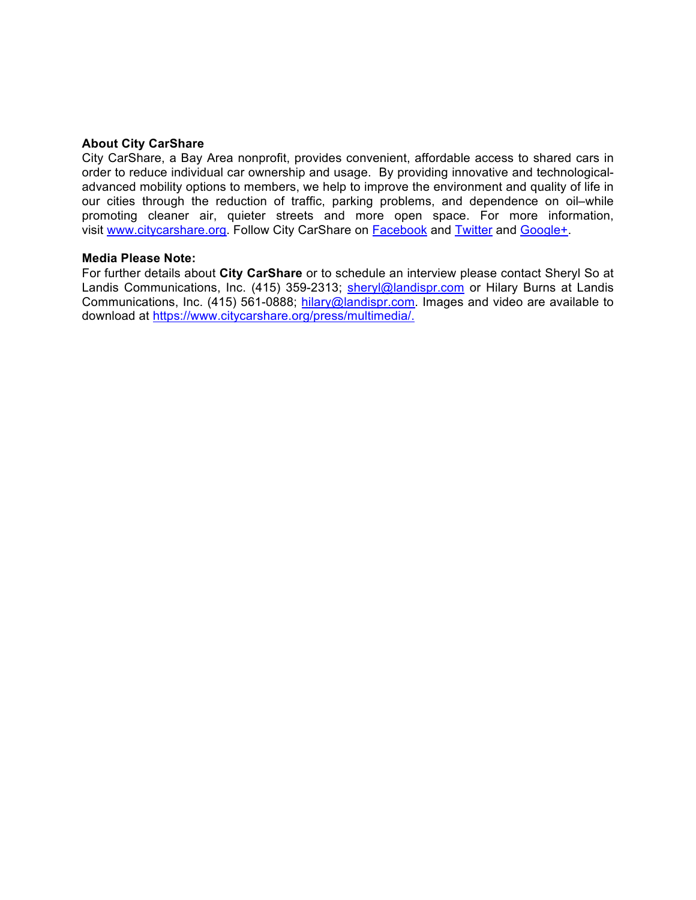**About City CarShare**

City CarShare, a Bay Area nonprofit, provides convenient, affordable access to shared cars in order to reduce individual car ownership and usage. By providing innovative and technological-advanced mobility options to members, we help to improve the environment and quality of life in our cities through the reduction of traffic, parking problems, and dependence on oil–while promoting cleaner air, quieter streets and more open space. For more information, visit www.citycarshare.org. Follow City CarShare on Facebook and Twitter and Google+.

**Media Please Note:**

For further details about **City CarShare** or to schedule an interview please contact Sheryl So at Landis Communications, Inc. (415) 359-2313; sheryl@landispr.com or Hilary Burns at Landis Communications, Inc. (415) 561-0888; hilary@landispr.com. Images and video are available to download at https://www.citycarshare.org/press/multimedia/.